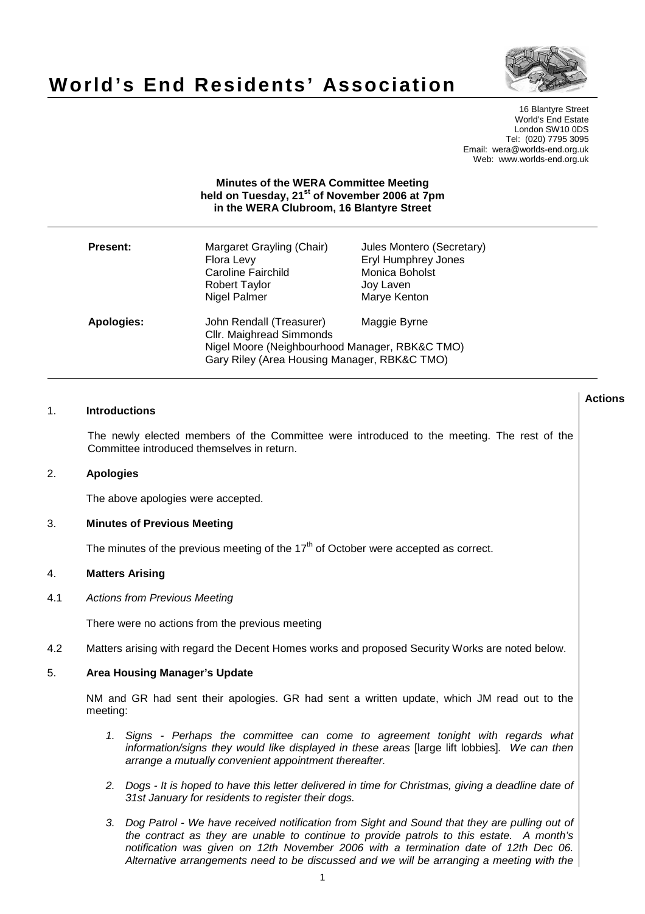# World's End Residents' Association

16 Blantyre Street
World's End Estate
London SW10 0DS
Tel: (020) 7795 3095
Email: wera@worlds-end.org.uk
Web: www.worlds-end.org.uk

**Minutes of the WERA Committee Meeting held on Tuesday, 21st of November 2006 at 7pm in the WERA Clubroom, 16 Blantyre Street**

**Present:** Margaret Grayling (Chair), Jules Montero (Secretary), Flora Levy, Eryl Humphrey Jones, Caroline Fairchild, Monica Boholst, Robert Taylor, Joy Laven, Nigel Palmer, Marye Kenton

**Apologies:** John Rendall (Treasurer), Maggie Byrne, Cllr. Maighread Simmonds, Nigel Moore (Neighbourhood Manager, RBK&C TMO), Gary Riley (Area Housing Manager, RBK&C TMO)

**Actions**

1. **Introductions**

The newly elected members of the Committee were introduced to the meeting. The rest of the Committee introduced themselves in return.

2. **Apologies**

The above apologies were accepted.

3. **Minutes of Previous Meeting**

The minutes of the previous meeting of the 17th of October were accepted as correct.

4. **Matters Arising**

4.1 *Actions from Previous Meeting*

There were no actions from the previous meeting

4.2 Matters arising with regard the Decent Homes works and proposed Security Works are noted below.

5. **Area Housing Manager's Update**

NM and GR had sent their apologies. GR had sent a written update, which JM read out to the meeting:

1. *Signs - Perhaps the committee can come to agreement tonight with regards what information/signs they would like displayed in these areas* [large lift lobbies]*. We can then arrange a mutually convenient appointment thereafter.*

2. *Dogs - It is hoped to have this letter delivered in time for Christmas, giving a deadline date of 31st January for residents to register their dogs.*

3. *Dog Patrol - We have received notification from Sight and Sound that they are pulling out of the contract as they are unable to continue to provide patrols to this estate. A month's notification was given on 12th November 2006 with a termination date of 12th Dec 06. Alternative arrangements need to be discussed and we will be arranging a meeting with the*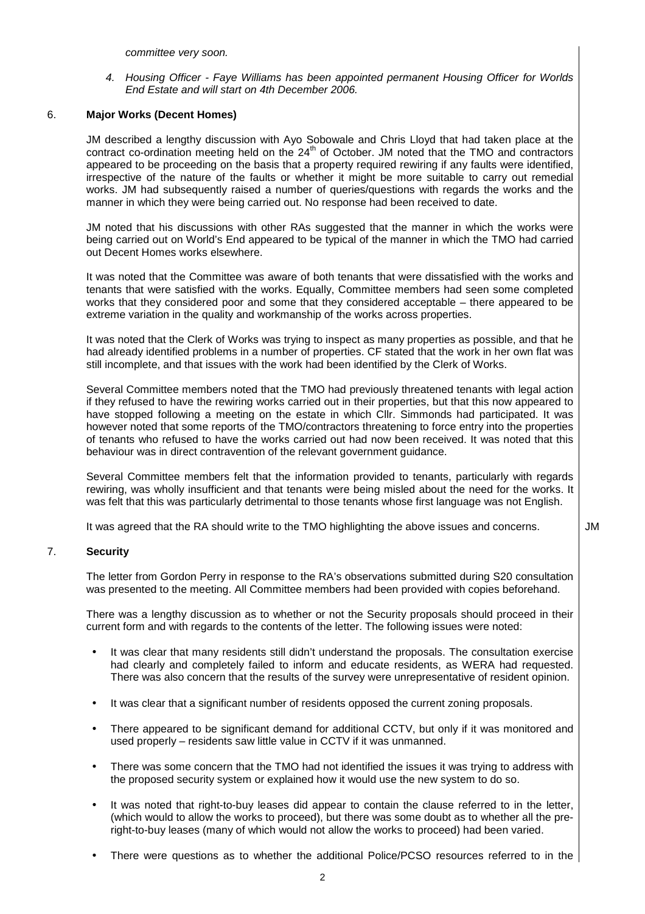*committee very soon.*

4. *Housing Officer - Faye Williams has been appointed permanent Housing Officer for Worlds End Estate and will start on 4th December 2006.*

6. **Major Works (Decent Homes)**

JM described a lengthy discussion with Ayo Sobowale and Chris Lloyd that had taken place at the contract co-ordination meeting held on the 24th of October. JM noted that the TMO and contractors appeared to be proceeding on the basis that a property required rewiring if any faults were identified, irrespective of the nature of the faults or whether it might be more suitable to carry out remedial works. JM had subsequently raised a number of queries/questions with regards the works and the manner in which they were being carried out. No response had been received to date.

JM noted that his discussions with other RAs suggested that the manner in which the works were being carried out on World's End appeared to be typical of the manner in which the TMO had carried out Decent Homes works elsewhere.

It was noted that the Committee was aware of both tenants that were dissatisfied with the works and tenants that were satisfied with the works. Equally, Committee members had seen some completed works that they considered poor and some that they considered acceptable – there appeared to be extreme variation in the quality and workmanship of the works across properties.

It was noted that the Clerk of Works was trying to inspect as many properties as possible, and that he had already identified problems in a number of properties. CF stated that the work in her own flat was still incomplete, and that issues with the work had been identified by the Clerk of Works.

Several Committee members noted that the TMO had previously threatened tenants with legal action if they refused to have the rewiring works carried out in their properties, but that this now appeared to have stopped following a meeting on the estate in which Cllr. Simmonds had participated. It was however noted that some reports of the TMO/contractors threatening to force entry into the properties of tenants who refused to have the works carried out had now been received. It was noted that this behaviour was in direct contravention of the relevant government guidance.

Several Committee members felt that the information provided to tenants, particularly with regards rewiring, was wholly insufficient and that tenants were being misled about the need for the works. It was felt that this was particularly detrimental to those tenants whose first language was not English.

It was agreed that the RA should write to the TMO highlighting the above issues and concerns. **JM**

7. **Security**

The letter from Gordon Perry in response to the RA's observations submitted during S20 consultation was presented to the meeting. All Committee members had been provided with copies beforehand.

There was a lengthy discussion as to whether or not the Security proposals should proceed in their current form and with regards to the contents of the letter. The following issues were noted:

- It was clear that many residents still didn't understand the proposals. The consultation exercise had clearly and completely failed to inform and educate residents, as WERA had requested. There was also concern that the results of the survey were unrepresentative of resident opinion.
- It was clear that a significant number of residents opposed the current zoning proposals.
- There appeared to be significant demand for additional CCTV, but only if it was monitored and used properly – residents saw little value in CCTV if it was unmanned.
- There was some concern that the TMO had not identified the issues it was trying to address with the proposed security system or explained how it would use the new system to do so.
- It was noted that right-to-buy leases did appear to contain the clause referred to in the letter, (which would to allow the works to proceed), but there was some doubt as to whether all the pre-right-to-buy leases (many of which would not allow the works to proceed) had been varied.
- There were questions as to whether the additional Police/PCSO resources referred to in the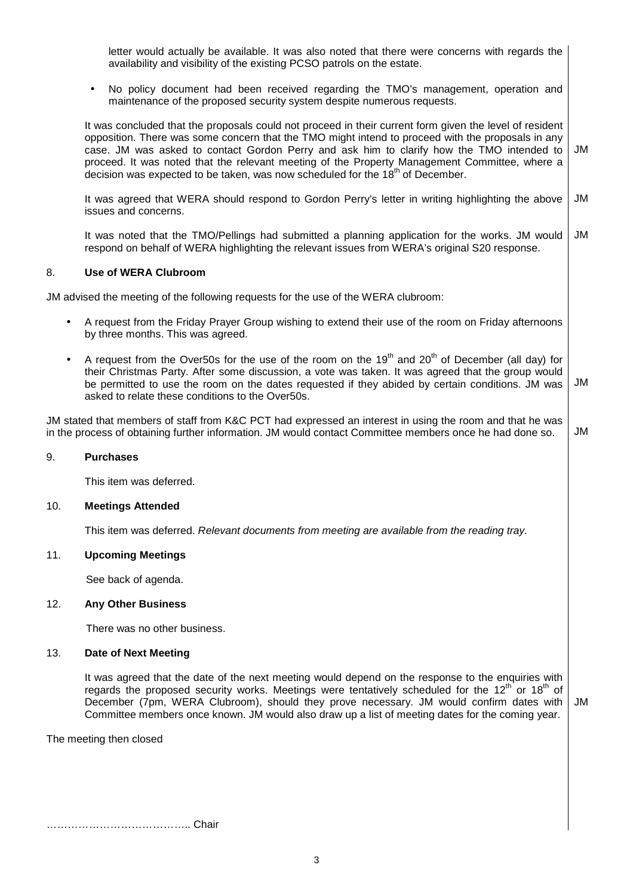letter would actually be available. It was also noted that there were concerns with regards the availability and visibility of the existing PCSO patrols on the estate.

- No policy document had been received regarding the TMO's management, operation and maintenance of the proposed security system despite numerous requests.

It was concluded that the proposals could not proceed in their current form given the level of resident opposition. There was some concern that the TMO might intend to proceed with the proposals in any case. JM was asked to contact Gordon Perry and ask him to clarify how the TMO intended to proceed. It was noted that the relevant meeting of the Property Management Committee, where a decision was expected to be taken, was now scheduled for the 18th of December. **JM**

It was agreed that WERA should respond to Gordon Perry's letter in writing highlighting the above issues and concerns. **JM**

It was noted that the TMO/Pellings had submitted a planning application for the works. JM would respond on behalf of WERA highlighting the relevant issues from WERA's original S20 response. **JM**

## 8. Use of WERA Clubroom

JM advised the meeting of the following requests for the use of the WERA clubroom:

- A request from the Friday Prayer Group wishing to extend their use of the room on Friday afternoons by three months. This was agreed.
- A request from the Over50s for the use of the room on the 19th and 20th of December (all day) for their Christmas Party. After some discussion, a vote was taken. It was agreed that the group would be permitted to use the room on the dates requested if they abided by certain conditions. JM was asked to relate these conditions to the Over50s. **JM**

JM stated that members of staff from K&C PCT had expressed an interest in using the room and that he was in the process of obtaining further information. JM would contact Committee members once he had done so. **JM**

## 9. Purchases

This item was deferred.

## 10. Meetings Attended

This item was deferred. *Relevant documents from meeting are available from the reading tray.*

## 11. Upcoming Meetings

See back of agenda.

## 12. Any Other Business

There was no other business.

## 13. Date of Next Meeting

It was agreed that the date of the next meeting would depend on the response to the enquiries with regards the proposed security works. Meetings were tentatively scheduled for the 12th or 18th of December (7pm, WERA Clubroom), should they prove necessary. JM would confirm dates with Committee members once known. JM would also draw up a list of meeting dates for the coming year. **JM**

The meeting then closed

………………………………….. Chair